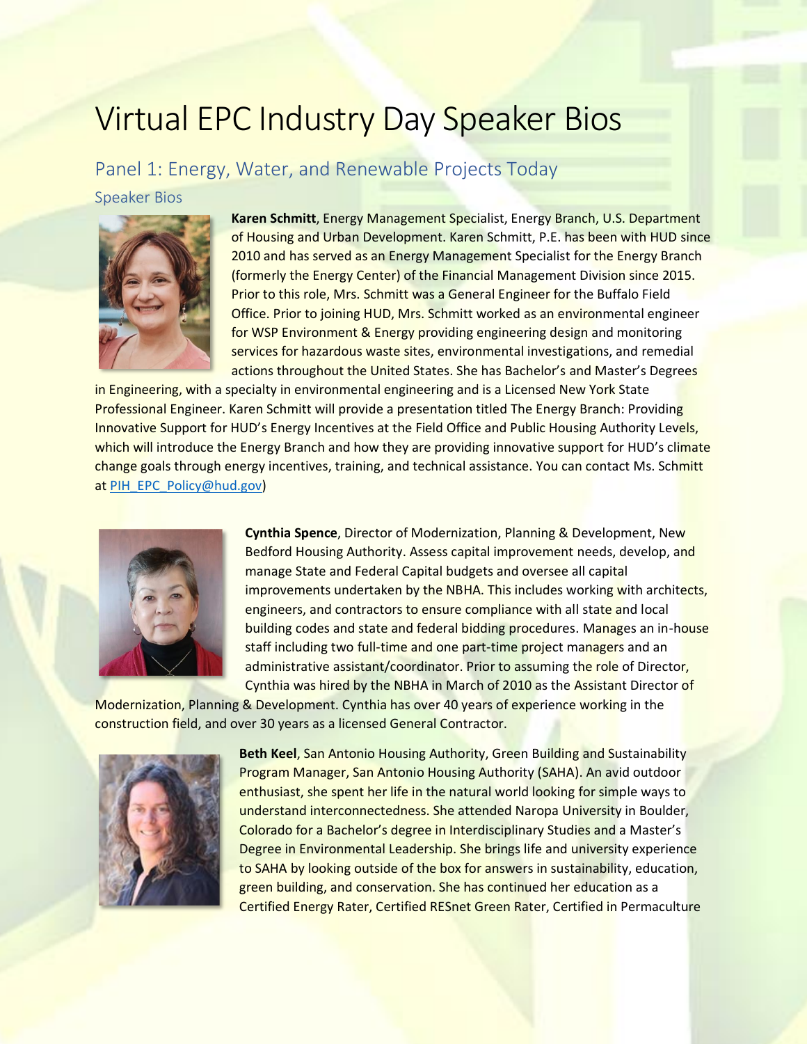# Virtual EPC Industry Day Speaker Bios

## Panel 1: Energy, Water, and Renewable Projects Today

### Speaker Bios

**Karen Schmitt**, Energy Management Specialist, Energy Branch, U.S. Department of Housing and Urban Development. Karen Schmitt, P.E. has been with HUD since 2010 and has served as an Energy Management Specialist for the Energy Branch (formerly the Energy Center) of the Financial Management Division since 2015. Prior to this role, Mrs. Schmitt was a General Engineer for the Buffalo Field Office. Prior to joining HUD, Mrs. Schmitt worked as an environmental engineer for WSP Environment & Energy providing engineering design and monitoring services for hazardous waste sites, environmental investigations, and remedial actions throughout the United States. She has Bachelor's and Master's Degrees in Engineering, with a specialty in environmental engineering and is a Licensed New York State Professional Engineer. Karen Schmitt will provide a presentation titled The Energy Branch: Providing Innovative Support for HUD's Energy Incentives at the Field Office and Public Housing Authority Levels, which will introduce the Energy Branch and how they are providing innovative support for HUD's climate change goals through energy incentives, training, and technical assistance. You can contact Ms. Schmitt at PIH_EPC_Policy@hud.gov)

**Cynthia Spence**, Director of Modernization, Planning & Development, New Bedford Housing Authority. Assess capital improvement needs, develop, and manage State and Federal Capital budgets and oversee all capital improvements undertaken by the NBHA. This includes working with architects, engineers, and contractors to ensure compliance with all state and local building codes and state and federal bidding procedures. Manages an in-house staff including two full-time and one part-time project managers and an administrative assistant/coordinator. Prior to assuming the role of Director, Cynthia was hired by the NBHA in March of 2010 as the Assistant Director of Modernization, Planning & Development. Cynthia has over 40 years of experience working in the construction field, and over 30 years as a licensed General Contractor.

**Beth Keel**, San Antonio Housing Authority, Green Building and Sustainability Program Manager, San Antonio Housing Authority (SAHA). An avid outdoor enthusiast, she spent her life in the natural world looking for simple ways to understand interconnectedness. She attended Naropa University in Boulder, Colorado for a Bachelor's degree in Interdisciplinary Studies and a Master's Degree in Environmental Leadership. She brings life and university experience to SAHA by looking outside of the box for answers in sustainability, education, green building, and conservation. She has continued her education as a Certified Energy Rater, Certified RESnet Green Rater, Certified in Permaculture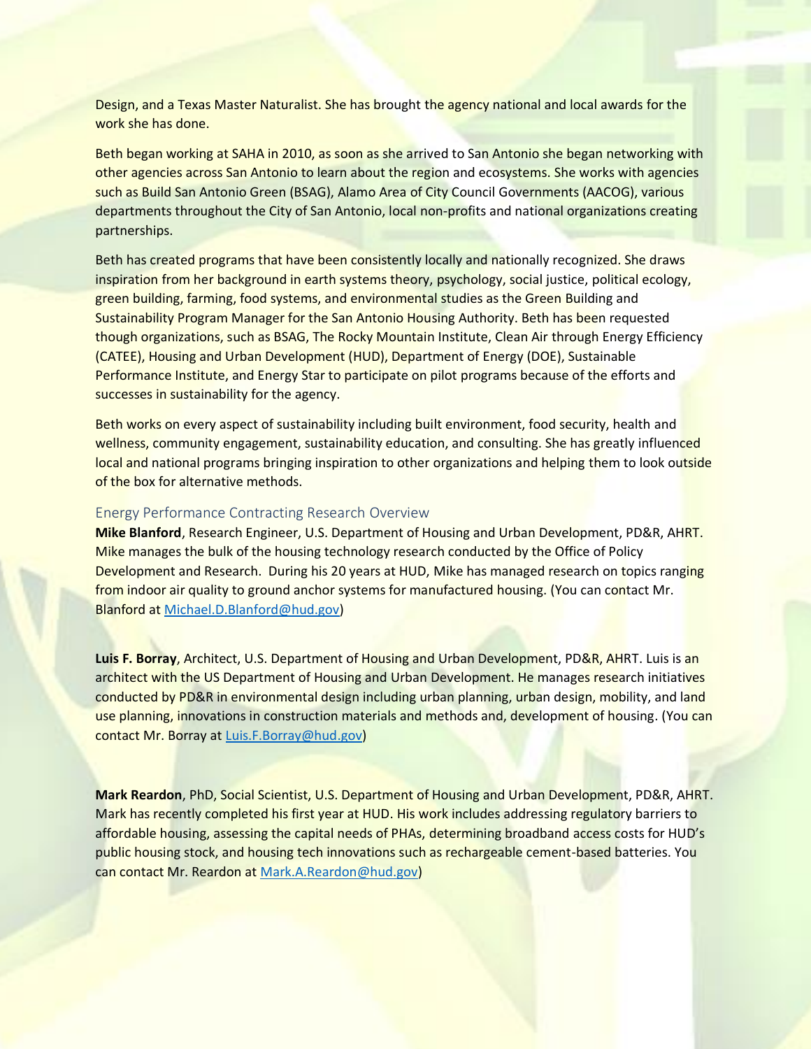Design, and a Texas Master Naturalist. She has brought the agency national and local awards for the work she has done.

Beth began working at SAHA in 2010, as soon as she arrived to San Antonio she began networking with other agencies across San Antonio to learn about the region and ecosystems. She works with agencies such as Build San Antonio Green (BSAG), Alamo Area of City Council Governments (AACOG), various departments throughout the City of San Antonio, local non-profits and national organizations creating partnerships.

Beth has created programs that have been consistently locally and nationally recognized. She draws inspiration from her background in earth systems theory, psychology, social justice, political ecology, green building, farming, food systems, and environmental studies as the Green Building and Sustainability Program Manager for the San Antonio Housing Authority. Beth has been requested though organizations, such as BSAG, The Rocky Mountain Institute, Clean Air through Energy Efficiency (CATEE), Housing and Urban Development (HUD), Department of Energy (DOE), Sustainable Performance Institute, and Energy Star to participate on pilot programs because of the efforts and successes in sustainability for the agency.

Beth works on every aspect of sustainability including built environment, food security, health and wellness, community engagement, sustainability education, and consulting. She has greatly influenced local and national programs bringing inspiration to other organizations and helping them to look outside of the box for alternative methods.

## Energy Performance Contracting Research Overview

**Mike Blanford**, Research Engineer, U.S. Department of Housing and Urban Development, PD&R, AHRT. Mike manages the bulk of the housing technology research conducted by the Office of Policy Development and Research. During his 20 years at HUD, Mike has managed research on topics ranging from indoor air quality to ground anchor systems for manufactured housing. (You can contact Mr. Blanford at Michael.D.Blanford@hud.gov)

**Luis F. Borray**, Architect, U.S. Department of Housing and Urban Development, PD&R, AHRT. Luis is an architect with the US Department of Housing and Urban Development. He manages research initiatives conducted by PD&R in environmental design including urban planning, urban design, mobility, and land use planning, innovations in construction materials and methods and, development of housing. (You can contact Mr. Borray at Luis.F.Borray@hud.gov)

**Mark Reardon**, PhD, Social Scientist, U.S. Department of Housing and Urban Development, PD&R, AHRT. Mark has recently completed his first year at HUD. His work includes addressing regulatory barriers to affordable housing, assessing the capital needs of PHAs, determining broadband access costs for HUD's public housing stock, and housing tech innovations such as rechargeable cement-based batteries. You can contact Mr. Reardon at Mark.A.Reardon@hud.gov)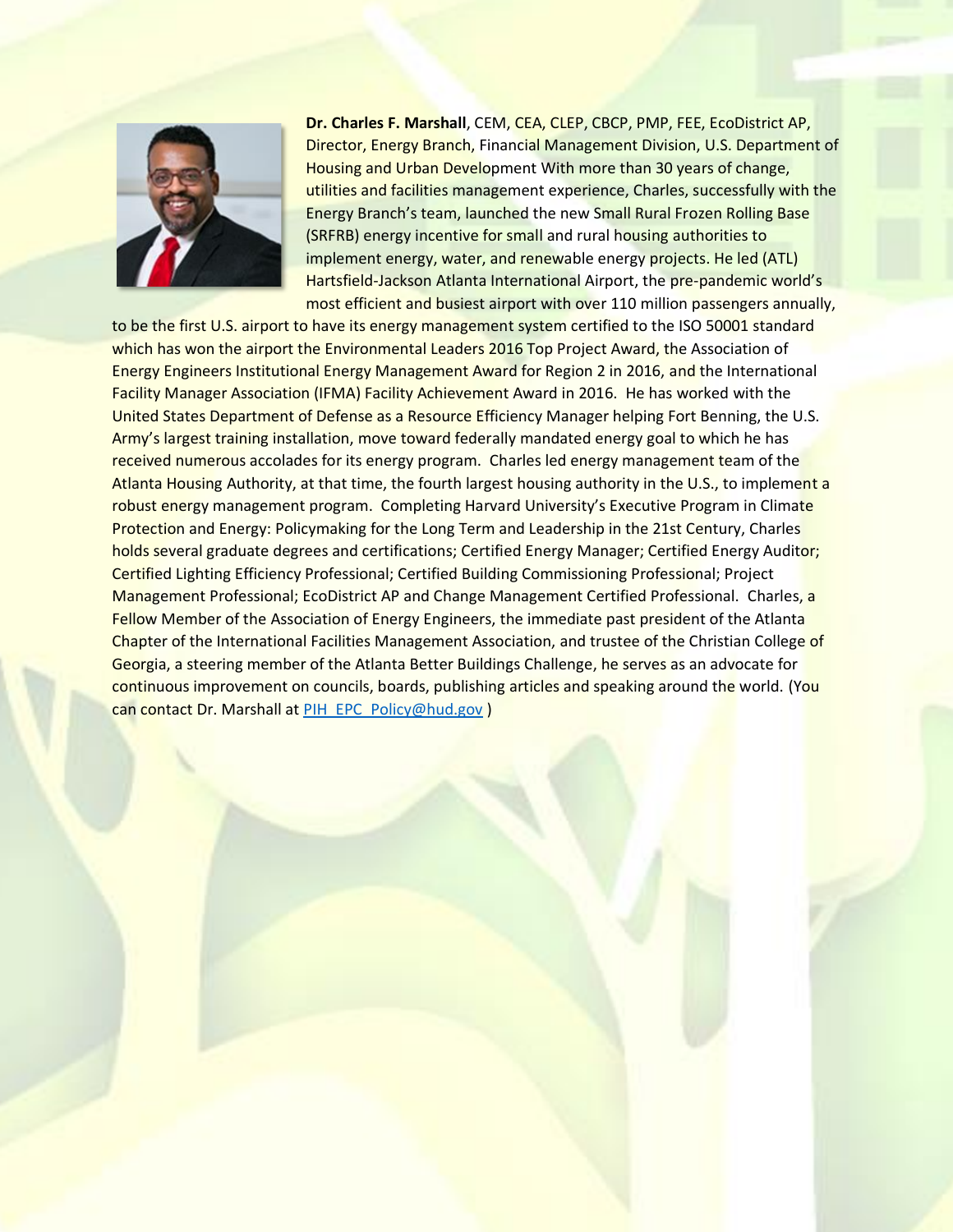**Dr. Charles F. Marshall**, CEM, CEA, CLEP, CBCP, PMP, FEE, EcoDistrict AP, Director, Energy Branch, Financial Management Division, U.S. Department of Housing and Urban Development With more than 30 years of change, utilities and facilities management experience, Charles, successfully with the Energy Branch's team, launched the new Small Rural Frozen Rolling Base (SRFRB) energy incentive for small and rural housing authorities to implement energy, water, and renewable energy projects. He led (ATL) Hartsfield-Jackson Atlanta International Airport, the pre-pandemic world's most efficient and busiest airport with over 110 million passengers annually, to be the first U.S. airport to have its energy management system certified to the ISO 50001 standard which has won the airport the Environmental Leaders 2016 Top Project Award, the Association of Energy Engineers Institutional Energy Management Award for Region 2 in 2016, and the International Facility Manager Association (IFMA) Facility Achievement Award in 2016. He has worked with the United States Department of Defense as a Resource Efficiency Manager helping Fort Benning, the U.S. Army's largest training installation, move toward federally mandated energy goal to which he has received numerous accolades for its energy program. Charles led energy management team of the Atlanta Housing Authority, at that time, the fourth largest housing authority in the U.S., to implement a robust energy management program. Completing Harvard University's Executive Program in Climate Protection and Energy: Policymaking for the Long Term and Leadership in the 21st Century, Charles holds several graduate degrees and certifications; Certified Energy Manager; Certified Energy Auditor; Certified Lighting Efficiency Professional; Certified Building Commissioning Professional; Project Management Professional; EcoDistrict AP and Change Management Certified Professional. Charles, a Fellow Member of the Association of Energy Engineers, the immediate past president of the Atlanta Chapter of the International Facilities Management Association, and trustee of the Christian College of Georgia, a steering member of the Atlanta Better Buildings Challenge, he serves as an advocate for continuous improvement on councils, boards, publishing articles and speaking around the world. (You can contact Dr. Marshall at PIH_EPC_Policy@hud.gov )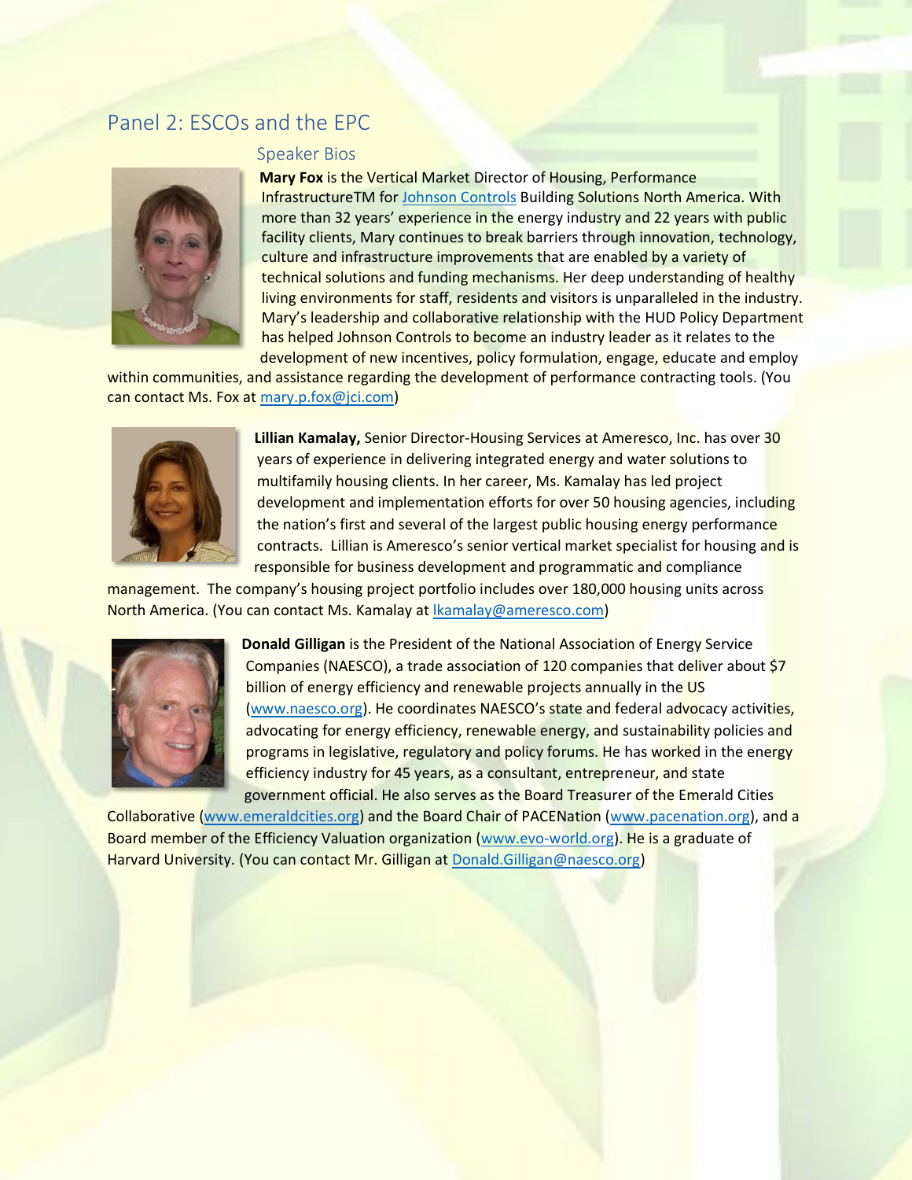## Panel 2: ESCOs and the EPC

### Speaker Bios

**Mary Fox** is the Vertical Market Director of Housing, Performance InfrastructureTM for Johnson Controls Building Solutions North America. With more than 32 years' experience in the energy industry and 22 years with public facility clients, Mary continues to break barriers through innovation, technology, culture and infrastructure improvements that are enabled by a variety of technical solutions and funding mechanisms. Her deep understanding of healthy living environments for staff, residents and visitors is unparalleled in the industry. Mary's leadership and collaborative relationship with the HUD Policy Department has helped Johnson Controls to become an industry leader as it relates to the development of new incentives, policy formulation, engage, educate and employ within communities, and assistance regarding the development of performance contracting tools. (You can contact Ms. Fox at mary.p.fox@jci.com)

**Lillian Kamalay,** Senior Director-Housing Services at Ameresco, Inc. has over 30 years of experience in delivering integrated energy and water solutions to multifamily housing clients. In her career, Ms. Kamalay has led project development and implementation efforts for over 50 housing agencies, including the nation's first and several of the largest public housing energy performance contracts. Lillian is Ameresco's senior vertical market specialist for housing and is responsible for business development and programmatic and compliance management. The company's housing project portfolio includes over 180,000 housing units across North America. (You can contact Ms. Kamalay at lkamalay@ameresco.com)

**Donald Gilligan** is the President of the National Association of Energy Service Companies (NAESCO), a trade association of 120 companies that deliver about $7 billion of energy efficiency and renewable projects annually in the US (www.naesco.org). He coordinates NAESCO's state and federal advocacy activities, advocating for energy efficiency, renewable energy, and sustainability policies and programs in legislative, regulatory and policy forums. He has worked in the energy efficiency industry for 45 years, as a consultant, entrepreneur, and state government official. He also serves as the Board Treasurer of the Emerald Cities Collaborative (www.emeraldcities.org) and the Board Chair of PACENation (www.pacenation.org), and a Board member of the Efficiency Valuation organization (www.evo-world.org). He is a graduate of Harvard University. (You can contact Mr. Gilligan at Donald.Gilligan@naesco.org)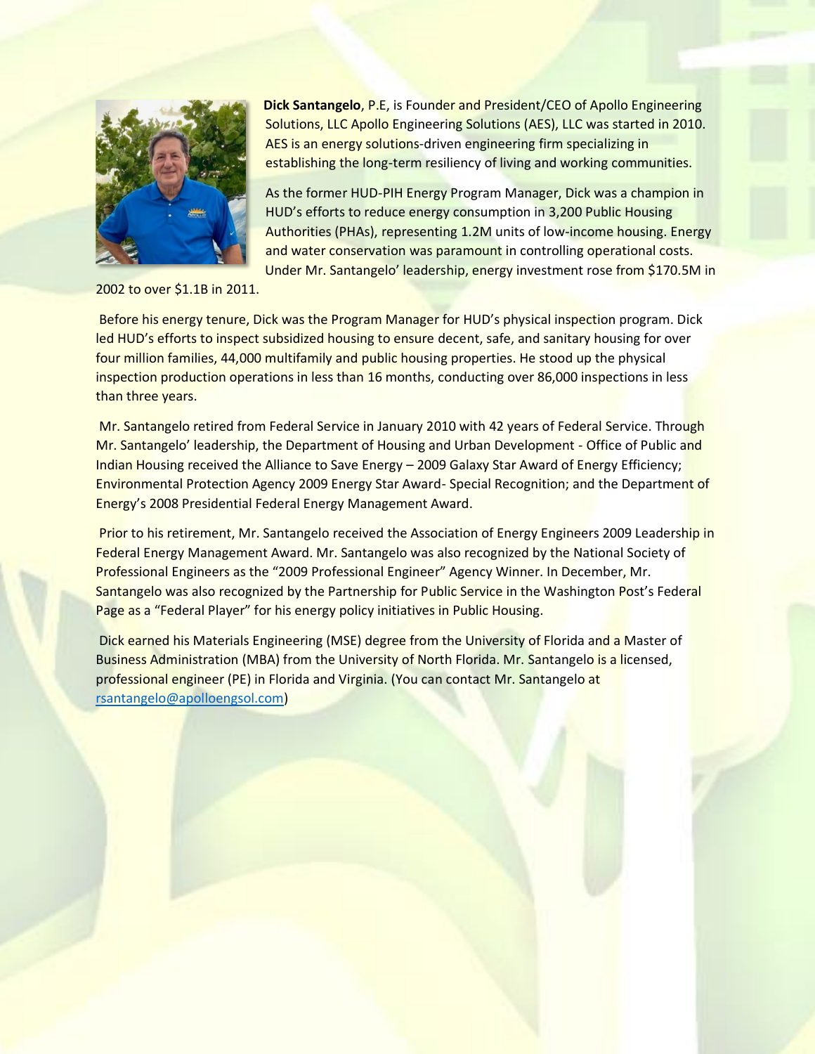**Dick Santangelo**, P.E, is Founder and President/CEO of Apollo Engineering Solutions, LLC Apollo Engineering Solutions (AES), LLC was started in 2010. AES is an energy solutions-driven engineering firm specializing in establishing the long-term resiliency of living and working communities.

As the former HUD-PIH Energy Program Manager, Dick was a champion in HUD's efforts to reduce energy consumption in 3,200 Public Housing Authorities (PHAs), representing 1.2M units of low-income housing. Energy and water conservation was paramount in controlling operational costs. Under Mr. Santangelo' leadership, energy investment rose from $170.5M in 2002 to over $1.1B in 2011.

Before his energy tenure, Dick was the Program Manager for HUD's physical inspection program. Dick led HUD's efforts to inspect subsidized housing to ensure decent, safe, and sanitary housing for over four million families, 44,000 multifamily and public housing properties. He stood up the physical inspection production operations in less than 16 months, conducting over 86,000 inspections in less than three years.

Mr. Santangelo retired from Federal Service in January 2010 with 42 years of Federal Service. Through Mr. Santangelo' leadership, the Department of Housing and Urban Development - Office of Public and Indian Housing received the Alliance to Save Energy – 2009 Galaxy Star Award of Energy Efficiency; Environmental Protection Agency 2009 Energy Star Award- Special Recognition; and the Department of Energy's 2008 Presidential Federal Energy Management Award.

Prior to his retirement, Mr. Santangelo received the Association of Energy Engineers 2009 Leadership in Federal Energy Management Award. Mr. Santangelo was also recognized by the National Society of Professional Engineers as the "2009 Professional Engineer" Agency Winner. In December, Mr. Santangelo was also recognized by the Partnership for Public Service in the Washington Post's Federal Page as a "Federal Player" for his energy policy initiatives in Public Housing.

Dick earned his Materials Engineering (MSE) degree from the University of Florida and a Master of Business Administration (MBA) from the University of North Florida. Mr. Santangelo is a licensed, professional engineer (PE) in Florida and Virginia. (You can contact Mr. Santangelo at rsantangelo@apolloengsol.com)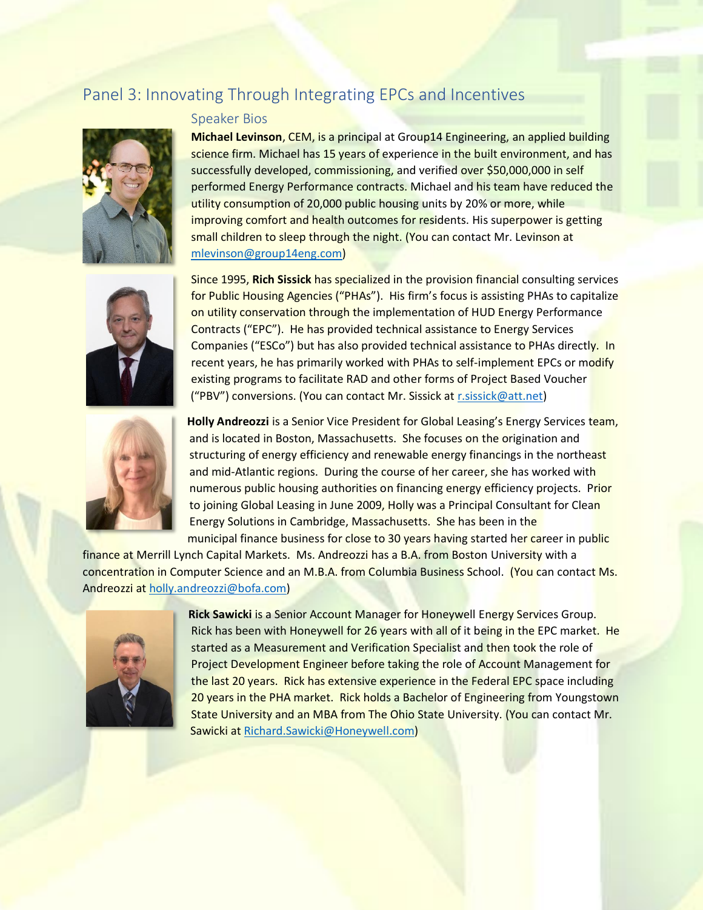## Panel 3: Innovating Through Integrating EPCs and Incentives

### Speaker Bios

**Michael Levinson**, CEM, is a principal at Group14 Engineering, an applied building science firm. Michael has 15 years of experience in the built environment, and has successfully developed, commissioning, and verified over $50,000,000 in self performed Energy Performance contracts. Michael and his team have reduced the utility consumption of 20,000 public housing units by 20% or more, while improving comfort and health outcomes for residents. His superpower is getting small children to sleep through the night. (You can contact Mr. Levinson at mlevinson@group14eng.com)

Since 1995, **Rich Sissick** has specialized in the provision financial consulting services for Public Housing Agencies ("PHAs"). His firm's focus is assisting PHAs to capitalize on utility conservation through the implementation of HUD Energy Performance Contracts ("EPC"). He has provided technical assistance to Energy Services Companies ("ESCo") but has also provided technical assistance to PHAs directly. In recent years, he has primarily worked with PHAs to self-implement EPCs or modify existing programs to facilitate RAD and other forms of Project Based Voucher ("PBV") conversions. (You can contact Mr. Sissick at r.sissick@att.net)

**Holly Andreozzi** is a Senior Vice President for Global Leasing's Energy Services team, and is located in Boston, Massachusetts. She focuses on the origination and structuring of energy efficiency and renewable energy financings in the northeast and mid-Atlantic regions. During the course of her career, she has worked with numerous public housing authorities on financing energy efficiency projects. Prior to joining Global Leasing in June 2009, Holly was a Principal Consultant for Clean Energy Solutions in Cambridge, Massachusetts. She has been in the municipal finance business for close to 30 years having started her career in public finance at Merrill Lynch Capital Markets. Ms. Andreozzi has a B.A. from Boston University with a concentration in Computer Science and an M.B.A. from Columbia Business School. (You can contact Ms. Andreozzi at holly.andreozzi@bofa.com)

**Rick Sawicki** is a Senior Account Manager for Honeywell Energy Services Group. Rick has been with Honeywell for 26 years with all of it being in the EPC market. He started as a Measurement and Verification Specialist and then took the role of Project Development Engineer before taking the role of Account Management for the last 20 years. Rick has extensive experience in the Federal EPC space including 20 years in the PHA market. Rick holds a Bachelor of Engineering from Youngstown State University and an MBA from The Ohio State University. (You can contact Mr. Sawicki at Richard.Sawicki@Honeywell.com)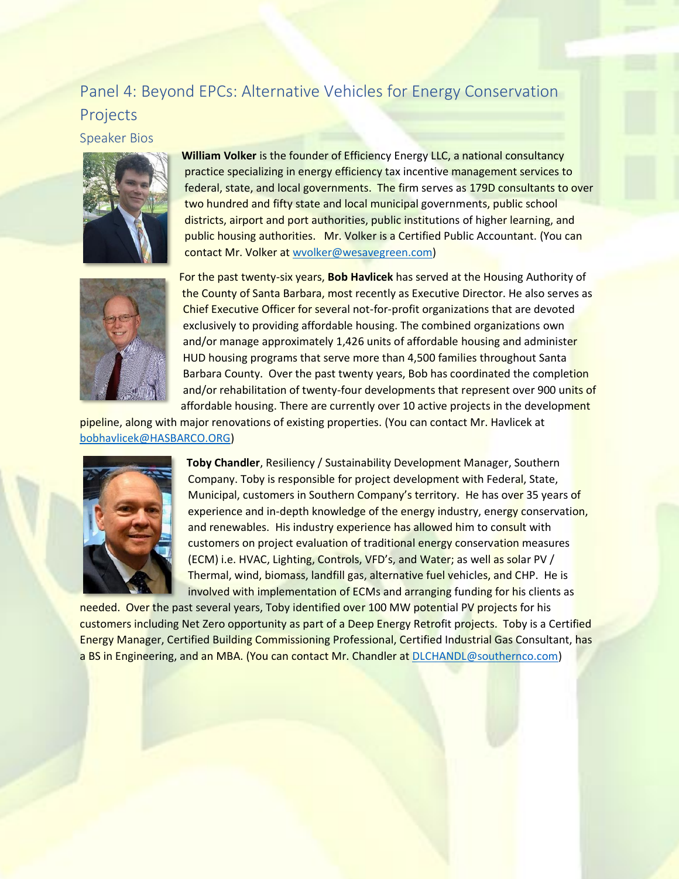## Panel 4: Beyond EPCs: Alternative Vehicles for Energy Conservation Projects

### Speaker Bios

**William Volker** is the founder of Efficiency Energy LLC, a national consultancy practice specializing in energy efficiency tax incentive management services to federal, state, and local governments. The firm serves as 179D consultants to over two hundred and fifty state and local municipal governments, public school districts, airport and port authorities, public institutions of higher learning, and public housing authorities. Mr. Volker is a Certified Public Accountant. (You can contact Mr. Volker at wvolker@wesavegreen.com)

For the past twenty-six years, **Bob Havlicek** has served at the Housing Authority of the County of Santa Barbara, most recently as Executive Director. He also serves as Chief Executive Officer for several not-for-profit organizations that are devoted exclusively to providing affordable housing. The combined organizations own and/or manage approximately 1,426 units of affordable housing and administer HUD housing programs that serve more than 4,500 families throughout Santa Barbara County. Over the past twenty years, Bob has coordinated the completion and/or rehabilitation of twenty-four developments that represent over 900 units of affordable housing. There are currently over 10 active projects in the development pipeline, along with major renovations of existing properties. (You can contact Mr. Havlicek at bobhavlicek@HASBARCO.ORG)

**Toby Chandler**, Resiliency / Sustainability Development Manager, Southern Company. Toby is responsible for project development with Federal, State, Municipal, customers in Southern Company's territory. He has over 35 years of experience and in-depth knowledge of the energy industry, energy conservation, and renewables. His industry experience has allowed him to consult with customers on project evaluation of traditional energy conservation measures (ECM) i.e. HVAC, Lighting, Controls, VFD's, and Water; as well as solar PV / Thermal, wind, biomass, landfill gas, alternative fuel vehicles, and CHP. He is involved with implementation of ECMs and arranging funding for his clients as needed. Over the past several years, Toby identified over 100 MW potential PV projects for his customers including Net Zero opportunity as part of a Deep Energy Retrofit projects. Toby is a Certified Energy Manager, Certified Building Commissioning Professional, Certified Industrial Gas Consultant, has a BS in Engineering, and an MBA. (You can contact Mr. Chandler at DLCHANDL@southernco.com)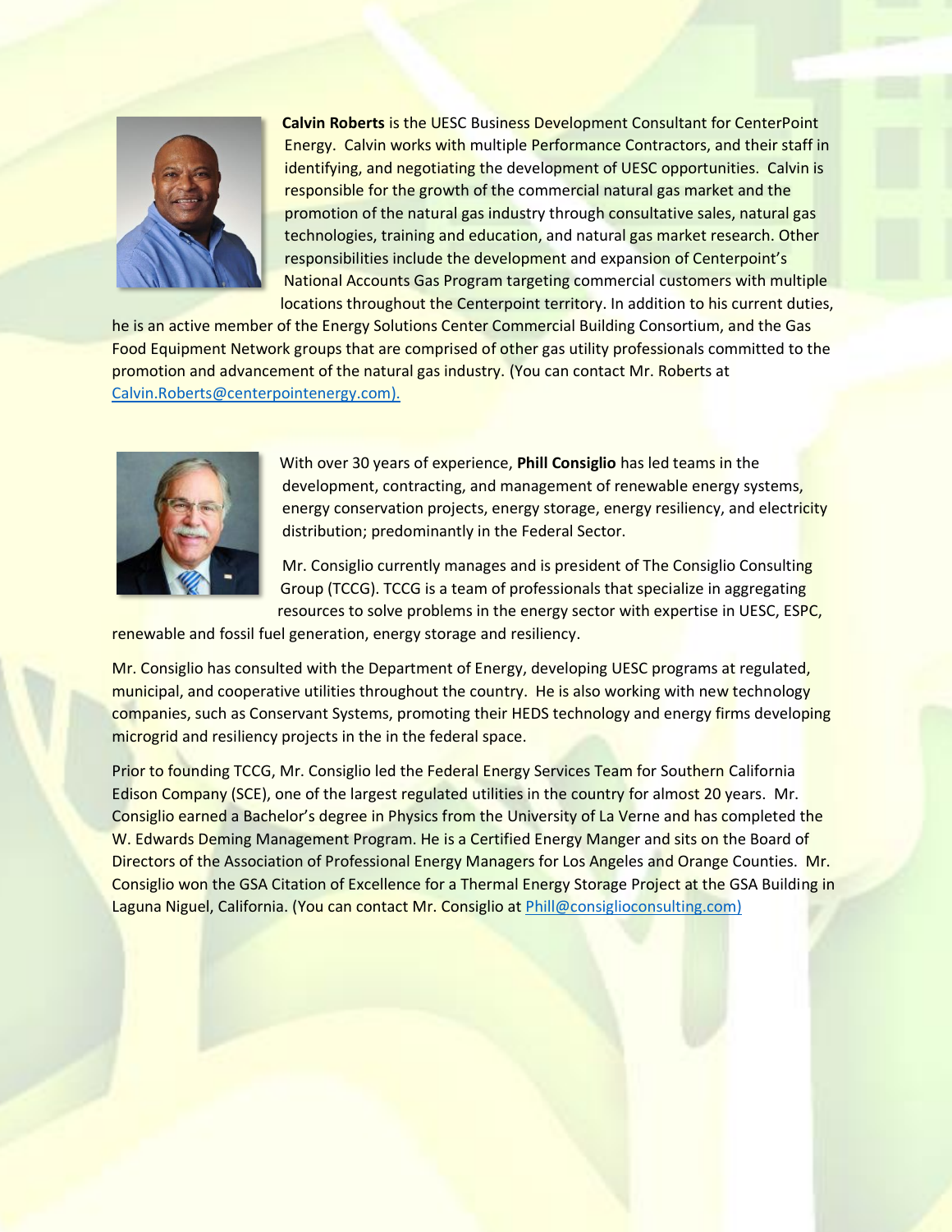**Calvin Roberts** is the UESC Business Development Consultant for CenterPoint Energy. Calvin works with multiple Performance Contractors, and their staff in identifying, and negotiating the development of UESC opportunities. Calvin is responsible for the growth of the commercial natural gas market and the promotion of the natural gas industry through consultative sales, natural gas technologies, training and education, and natural gas market research. Other responsibilities include the development and expansion of Centerpoint's National Accounts Gas Program targeting commercial customers with multiple locations throughout the Centerpoint territory. In addition to his current duties, he is an active member of the Energy Solutions Center Commercial Building Consortium, and the Gas Food Equipment Network groups that are comprised of other gas utility professionals committed to the promotion and advancement of the natural gas industry. (You can contact Mr. Roberts at Calvin.Roberts@centerpointenergy.com).

With over 30 years of experience, **Phill Consiglio** has led teams in the development, contracting, and management of renewable energy systems, energy conservation projects, energy storage, energy resiliency, and electricity distribution; predominantly in the Federal Sector.

Mr. Consiglio currently manages and is president of The Consiglio Consulting Group (TCCG). TCCG is a team of professionals that specialize in aggregating resources to solve problems in the energy sector with expertise in UESC, ESPC, renewable and fossil fuel generation, energy storage and resiliency.

Mr. Consiglio has consulted with the Department of Energy, developing UESC programs at regulated, municipal, and cooperative utilities throughout the country. He is also working with new technology companies, such as Conservant Systems, promoting their HEDS technology and energy firms developing microgrid and resiliency projects in the in the federal space.

Prior to founding TCCG, Mr. Consiglio led the Federal Energy Services Team for Southern California Edison Company (SCE), one of the largest regulated utilities in the country for almost 20 years. Mr. Consiglio earned a Bachelor's degree in Physics from the University of La Verne and has completed the W. Edwards Deming Management Program. He is a Certified Energy Manger and sits on the Board of Directors of the Association of Professional Energy Managers for Los Angeles and Orange Counties. Mr. Consiglio won the GSA Citation of Excellence for a Thermal Energy Storage Project at the GSA Building in Laguna Niguel, California. (You can contact Mr. Consiglio at Phill@consiglioconsulting.com)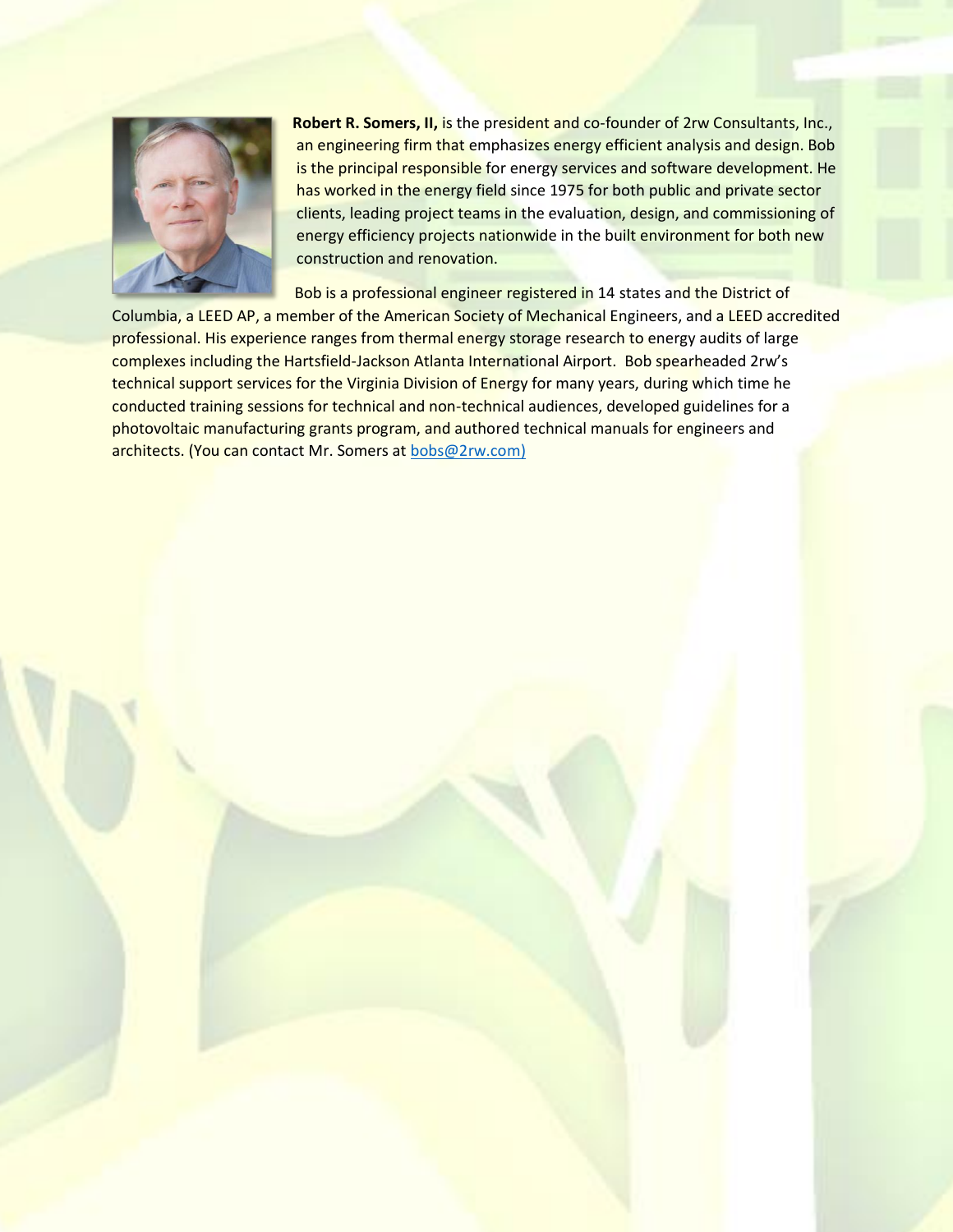**Robert R. Somers, II,** is the president and co-founder of 2rw Consultants, Inc., an engineering firm that emphasizes energy efficient analysis and design. Bob is the principal responsible for energy services and software development. He has worked in the energy field since 1975 for both public and private sector clients, leading project teams in the evaluation, design, and commissioning of energy efficiency projects nationwide in the built environment for both new construction and renovation.

Bob is a professional engineer registered in 14 states and the District of Columbia, a LEED AP, a member of the American Society of Mechanical Engineers, and a LEED accredited professional. His experience ranges from thermal energy storage research to energy audits of large complexes including the Hartsfield-Jackson Atlanta International Airport. Bob spearheaded 2rw's technical support services for the Virginia Division of Energy for many years, during which time he conducted training sessions for technical and non-technical audiences, developed guidelines for a photovoltaic manufacturing grants program, and authored technical manuals for engineers and architects. (You can contact Mr. Somers at bobs@2rw.com)